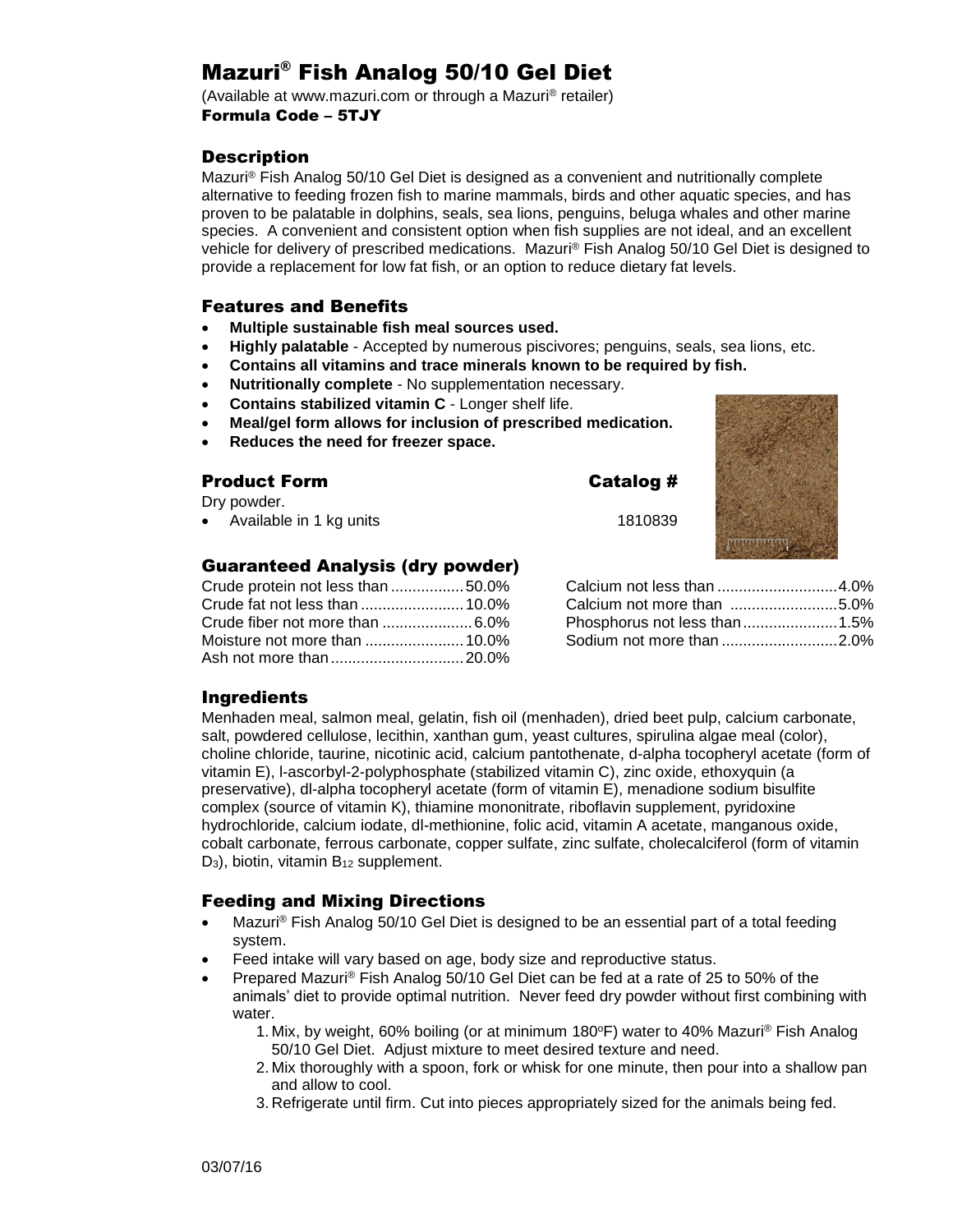# Mazuri® Fish Analog 50/10 Gel Diet

(Available at www.mazuri.com or through a Mazuri® retailer)

**Formula Code – 5TJY**

## Description

Mazuri® Fish Analog 50/10 Gel Diet is designed as a convenient and nutritionally complete alternative to feeding frozen fish to marine mammals, birds and other aquatic species, and has proven to be palatable in dolphins, seals, sea lions, penguins, beluga whales and other marine species. A convenient and consistent option when fish supplies are not ideal, and an excellent vehicle for delivery of prescribed medications. Mazuri® Fish Analog 50/10 Gel Diet is designed to provide a replacement for low fat fish, or an option to reduce dietary fat levels.

## Features and Benefits

- **Multiple sustainable fish meal sources used.**
- **Highly palatable** - Accepted by numerous piscivores; penguins, seals, sea lions, etc.
- **Contains all vitamins and trace minerals known to be required by fish.**
- **Nutritionally complete** - No supplementation necessary.
- **Contains stabilized vitamin C** - Longer shelf life.
- **Meal/gel form allows for inclusion of prescribed medication.**
- **Reduces the need for freezer space.**

## Product Form

| Product Form | Catalog # |
|---|---|
| Dry powder. | |
| Available in 1 kg units | 1810839 |

## Guaranteed Analysis (dry powder)

| Nutrient | Value |
|---|---|
| Crude protein not less than | 50.0% |
| Crude fat not less than | 10.0% |
| Crude fiber not more than | 6.0% |
| Moisture not more than | 10.0% |
| Ash not more than | 20.0% |
| Calcium not less than | 4.0% |
| Calcium not more than | 5.0% |
| Phosphorus not less than | 1.5% |
| Sodium not more than | 2.0% |

## Ingredients

Menhaden meal, salmon meal, gelatin, fish oil (menhaden), dried beet pulp, calcium carbonate, salt, powdered cellulose, lecithin, xanthan gum, yeast cultures, spirulina algae meal (color), choline chloride, taurine, nicotinic acid, calcium pantothenate, d-alpha tocopheryl acetate (form of vitamin E), l-ascorbyl-2-polyphosphate (stabilized vitamin C), zinc oxide, ethoxyquin (a preservative), dl-alpha tocopheryl acetate (form of vitamin E), menadione sodium bisulfite complex (source of vitamin K), thiamine mononitrate, riboflavin supplement, pyridoxine hydrochloride, calcium iodate, dl-methionine, folic acid, vitamin A acetate, manganous oxide, cobalt carbonate, ferrous carbonate, copper sulfate, zinc sulfate, cholecalciferol (form of vitamin $D_3$), biotin, vitamin $B_{12}$ supplement.

## Feeding and Mixing Directions

- Mazuri® Fish Analog 50/10 Gel Diet is designed to be an essential part of a total feeding system.
- Feed intake will vary based on age, body size and reproductive status.
- Prepared Mazuri® Fish Analog 50/10 Gel Diet can be fed at a rate of 25 to 50% of the animals' diet to provide optimal nutrition. Never feed dry powder without first combining with water.
  1. Mix, by weight, 60% boiling (or at minimum 180°F) water to 40% Mazuri® Fish Analog 50/10 Gel Diet. Adjust mixture to meet desired texture and need.
  2. Mix thoroughly with a spoon, fork or whisk for one minute, then pour into a shallow pan and allow to cool.
  3. Refrigerate until firm. Cut into pieces appropriately sized for the animals being fed.

03/07/16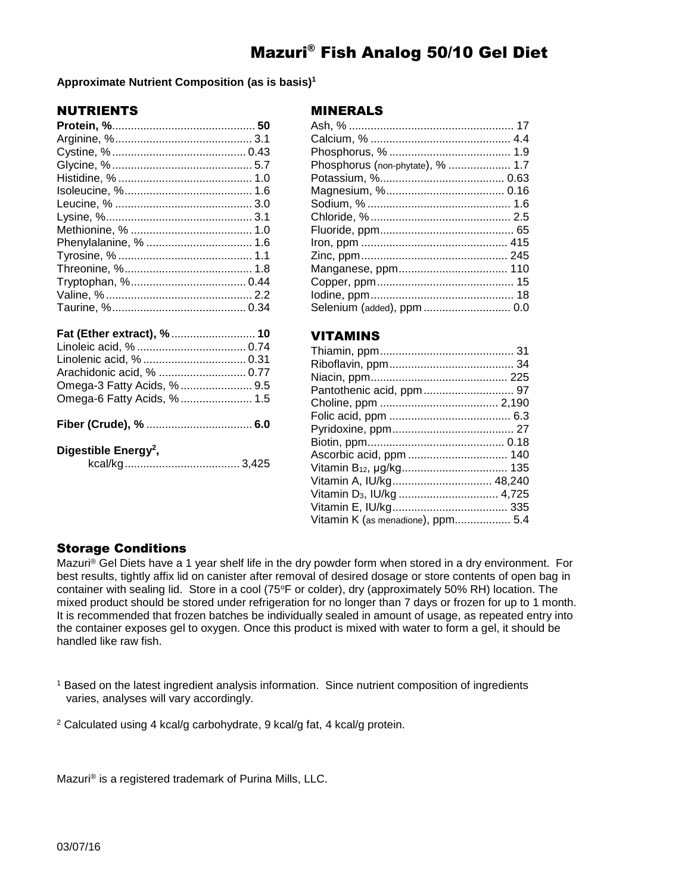# Mazuri® Fish Analog 50/10 Gel Diet

**Approximate Nutrient Composition (as is basis)[1]**

## NUTRIENTS

| | |
|---|---|
| **Protein, %** | **50** |
| Arginine, % | 3.1 |
| Cystine, % | 0.43 |
| Glycine, % | 5.7 |
| Histidine, % | 1.0 |
| Isoleucine, % | 1.6 |
| Leucine, % | 3.0 |
| Lysine, % | 3.1 |
| Methionine, % | 1.0 |
| Phenylalanine, % | 1.6 |
| Tyrosine, % | 1.1 |
| Threonine, % | 1.8 |
| Tryptophan, % | 0.44 |
| Valine, % | 2.2 |
| Taurine, % | 0.34 |

| | |
|---|---|
| **Fat (Ether extract), %** | **10** |
| Linoleic acid, % | 0.74 |
| Linolenic acid, % | 0.31 |
| Arachidonic acid, % | 0.77 |
| Omega-3 Fatty Acids, % | 9.5 |
| Omega-6 Fatty Acids, % | 1.5 |

| | |
|---|---|
| **Fiber (Crude), %** | **6.0** |

| | |
|---|---|
| **Digestible Energy[2],** kcal/kg | 3,425 |

## MINERALS

| | |
|---|---|
| Ash, % | 17 |
| Calcium, % | 4.4 |
| Phosphorus, % | 1.9 |
| Phosphorus (non-phytate), % | 1.7 |
| Potassium, % | 0.63 |
| Magnesium, % | 0.16 |
| Sodium, % | 1.6 |
| Chloride, % | 2.5 |
| Fluoride, ppm | 65 |
| Iron, ppm | 415 |
| Zinc, ppm | 245 |
| Manganese, ppm | 110 |
| Copper, ppm | 15 |
| Iodine, ppm | 18 |
| Selenium (added), ppm | 0.0 |

## VITAMINS

| | |
|---|---|
| Thiamin, ppm | 31 |
| Riboflavin, ppm | 34 |
| Niacin, ppm | 225 |
| Pantothenic acid, ppm | 97 |
| Choline, ppm | 2,190 |
| Folic acid, ppm | 6.3 |
| Pyridoxine, ppm | 27 |
| Biotin, ppm | 0.18 |
| Ascorbic acid, ppm | 140 |
| Vitamin $B_{12}$, µg/kg | 135 |
| Vitamin A, IU/kg | 48,240 |
| Vitamin $D_3$, IU/kg | 4,725 |
| Vitamin E, IU/kg | 335 |
| Vitamin K (as menadione), ppm | 5.4 |

## Storage Conditions

Mazuri® Gel Diets have a 1 year shelf life in the dry powder form when stored in a dry environment. For best results, tightly affix lid on canister after removal of desired dosage or store contents of open bag in container with sealing lid. Store in a cool (75°F or colder), dry (approximately 50% RH) location. The mixed product should be stored under refrigeration for no longer than 7 days or frozen for up to 1 month. It is recommended that frozen batches be individually sealed in amount of usage, as repeated entry into the container exposes gel to oxygen. Once this product is mixed with water to form a gel, it should be handled like raw fish.

[1] Based on the latest ingredient analysis information. Since nutrient composition of ingredients varies, analyses will vary accordingly.

[2] Calculated using 4 kcal/g carbohydrate, 9 kcal/g fat, 4 kcal/g protein.

Mazuri® is a registered trademark of Purina Mills, LLC.

03/07/16